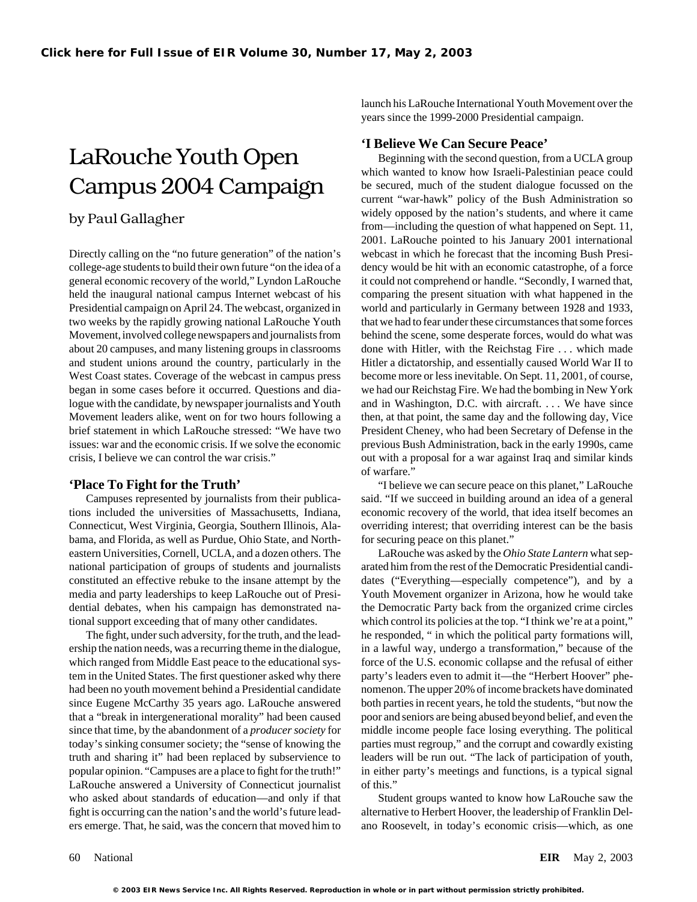# LaRouche Youth Open Campus 2004 Campaign

by Paul Gallagher

Directly calling on the "no future generation" of the nation's college-age students to build their own future "on the idea of a general economic recovery of the world," Lyndon LaRouche held the inaugural national campus Internet webcast of his Presidential campaign on April 24. The webcast, organized in two weeks by the rapidly growing national LaRouche Youth Movement, involved college newspapers and journalists from about 20 campuses, and many listening groups in classrooms and student unions around the country, particularly in the West Coast states. Coverage of the webcast in campus press began in some cases before it occurred. Questions and dialogue with the candidate, by newspaper journalists and Youth Movement leaders alike, went on for two hours following a brief statement in which LaRouche stressed: "We have two issues: war and the economic crisis. If we solve the economic crisis, I believe we can control the war crisis."

## 'Place To Fight for the Truth'

Campuses represented by journalists from their publications included the universities of Massachusetts, Indiana, Connecticut, West Virginia, Georgia, Southern Illinois, Alabama, and Florida, as well as Purdue, Ohio State, and Northeastern Universities, Cornell, UCLA, and a dozen others. The national participation of groups of students and journalists constituted an effective rebuke to the insane attempt by the media and party leaderships to keep LaRouche out of Presidential debates, when his campaign has demonstrated national support exceeding that of many other candidates.

The fight, under such adversity, for the truth, and the leadership the nation needs, was a recurring theme in the dialogue, which ranged from Middle East peace to the educational system in the United States. The first questioner asked why there had been no youth movement behind a Presidential candidate since Eugene McCarthy 35 years ago. LaRouche answered that a "break in intergenerational morality" had been caused since that time, by the abandonment of a *producer society* for today's sinking consumer society; the "sense of knowing the truth and sharing it" had been replaced by subservience to popular opinion. "Campuses are a place to fight for the truth!" LaRouche answered a University of Connecticut journalist who asked about standards of education—and only if that fight is occurring can the nation's and the world's future leaders emerge. That, he said, was the concern that moved him to launch his LaRouche International Youth Movement over the years since the 1999-2000 Presidential campaign.

## 'I Believe We Can Secure Peace'

Beginning with the second question, from a UCLA group which wanted to know how Israeli-Palestinian peace could be secured, much of the student dialogue focussed on the current "war-hawk" policy of the Bush Administration so widely opposed by the nation's students, and where it came from—including the question of what happened on Sept. 11, 2001. LaRouche pointed to his January 2001 international webcast in which he forecast that the incoming Bush Presidency would be hit with an economic catastrophe, of a force it could not comprehend or handle. "Secondly, I warned that, comparing the present situation with what happened in the world and particularly in Germany between 1928 and 1933, that we had to fear under these circumstances that some forces behind the scene, some desperate forces, would do what was done with Hitler, with the Reichstag Fire . . . which made Hitler a dictatorship, and essentially caused World War II to become more or less inevitable. On Sept. 11, 2001, of course, we had our Reichstag Fire. We had the bombing in New York and in Washington, D.C. with aircraft. . . . We have since then, at that point, the same day and the following day, Vice President Cheney, who had been Secretary of Defense in the previous Bush Administration, back in the early 1990s, came out with a proposal for a war against Iraq and similar kinds of warfare."

"I believe we can secure peace on this planet," LaRouche said. "If we succeed in building around an idea of a general economic recovery of the world, that idea itself becomes an overriding interest; that overriding interest can be the basis for securing peace on this planet."

LaRouche was asked by the *Ohio State Lantern* what separated him from the rest of the Democratic Presidential candidates ("Everything—especially competence"), and by a Youth Movement organizer in Arizona, how he would take the Democratic Party back from the organized crime circles which control its policies at the top. "I think we're at a point," he responded, " in which the political party formations will, in a lawful way, undergo a transformation," because of the force of the U.S. economic collapse and the refusal of either party's leaders even to admit it—the "Herbert Hoover" phenomenon. The upper 20% of income brackets have dominated both parties in recent years, he told the students, "but now the poor and seniors are being abused beyond belief, and even the middle income people face losing everything. The political parties must regroup," and the corrupt and cowardly existing leaders will be run out. "The lack of participation of youth, in either party's meetings and functions, is a typical signal of this."

Student groups wanted to know how LaRouche saw the alternative to Herbert Hoover, the leadership of Franklin Delano Roosevelt, in today's economic crisis—which, as one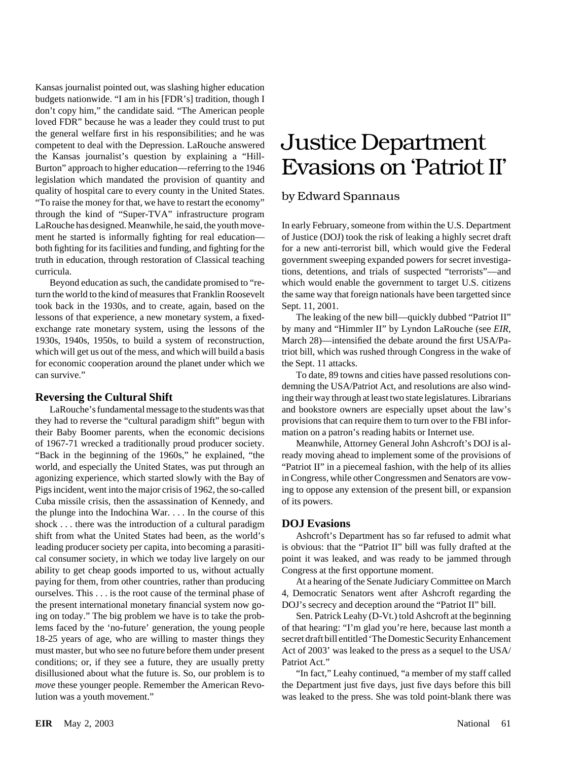Kansas journalist pointed out, was slashing higher education budgets nationwide. "I am in his [FDR's] tradition, though I don't copy him," the candidate said. "The American people loved FDR" because he was a leader they could trust to put the general welfare first in his responsibilities; and he was competent to deal with the Depression. LaRouche answered the Kansas journalist's question by explaining a "Hill-Burton" approach to higher education—referring to the 1946 legislation which mandated the provision of quantity and quality of hospital care to every county in the United States. "To raise the money for that, we have to restart the economy" through the kind of "Super-TVA" infrastructure program LaRouche has designed. Meanwhile, he said, the youth movement he started is informally fighting for real education—both fighting for its facilities and funding, and fighting for the truth in education, through restoration of Classical teaching curricula.

Beyond education as such, the candidate promised to "return the world to the kind of measures that Franklin Roosevelt took back in the 1930s, and to create, again, based on the lessons of that experience, a new monetary system, a fixed-exchange rate monetary system, using the lessons of the 1930s, 1940s, 1950s, to build a system of reconstruction, which will get us out of the mess, and which will build a basis for economic cooperation around the planet under which we can survive."

### Reversing the Cultural Shift

LaRouche's fundamental message to the students was that they had to reverse the "cultural paradigm shift" begun with their Baby Boomer parents, when the economic decisions of 1967-71 wrecked a traditionally proud producer society. "Back in the beginning of the 1960s," he explained, "the world, and especially the United States, was put through an agonizing experience, which started slowly with the Bay of Pigs incident, went into the major crisis of 1962, the so-called Cuba missile crisis, then the assassination of Kennedy, and the plunge into the Indochina War. . . . In the course of this shock . . . there was the introduction of a cultural paradigm shift from what the United States had been, as the world's leading producer society per capita, into becoming a parasitical consumer society, in which we today live largely on our ability to get cheap goods imported to us, without actually paying for them, from other countries, rather than producing ourselves. This . . . is the root cause of the terminal phase of the present international monetary financial system now going on today." The big problem we have is to take the problems faced by the 'no-future' generation, the young people 18-25 years of age, who are willing to master things they must master, but who see no future before them under present conditions; or, if they see a future, they are usually pretty disillusioned about what the future is. So, our problem is to *move* these younger people. Remember the American Revolution was a youth movement."

# Justice Department Evasions on 'Patriot II'

by Edward Spannaus

In early February, someone from within the U.S. Department of Justice (DOJ) took the risk of leaking a highly secret draft for a new anti-terrorist bill, which would give the Federal government sweeping expanded powers for secret investigations, detentions, and trials of suspected "terrorists"—and which would enable the government to target U.S. citizens the same way that foreign nationals have been targetted since Sept. 11, 2001.

The leaking of the new bill—quickly dubbed "Patriot II" by many and "Himmler II" by Lyndon LaRouche (see *EIR*, March 28)—intensified the debate around the first USA/Patriot bill, which was rushed through Congress in the wake of the Sept. 11 attacks.

To date, 89 towns and cities have passed resolutions condemning the USA/Patriot Act, and resolutions are also winding their way through at least two state legislatures. Librarians and bookstore owners are especially upset about the law's provisions that can require them to turn over to the FBI information on a patron's reading habits or Internet use.

Meanwhile, Attorney General John Ashcroft's DOJ is already moving ahead to implement some of the provisions of "Patriot II" in a piecemeal fashion, with the help of its allies in Congress, while other Congressmen and Senators are vowing to oppose any extension of the present bill, or expansion of its powers.

### DOJ Evasions

Ashcroft's Department has so far refused to admit what is obvious: that the "Patriot II" bill was fully drafted at the point it was leaked, and was ready to be jammed through Congress at the first opportune moment.

At a hearing of the Senate Judiciary Committee on March 4, Democratic Senators went after Ashcroft regarding the DOJ's secrecy and deception around the "Patriot II" bill.

Sen. Patrick Leahy (D-Vt.) told Ashcroft at the beginning of that hearing: "I'm glad you're here, because last month a secret draft bill entitled 'The Domestic Security Enhancement Act of 2003' was leaked to the press as a sequel to the USA/Patriot Act."

"In fact," Leahy continued, "a member of my staff called the Department just five days, just five days before this bill was leaked to the press. She was told point-blank there was